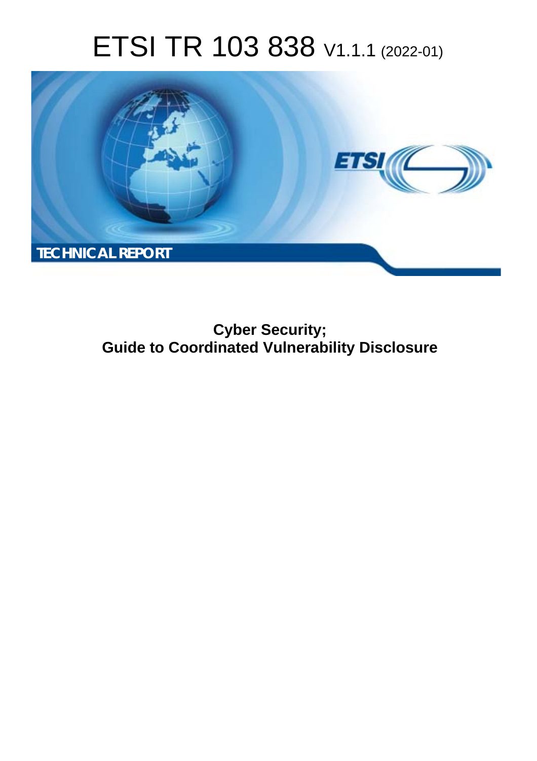# ETSI TR 103 838 V1.1.1 (2022-01)

TECHNICAL REPORT

**Cyber Security;**
**Guide to Coordinated Vulnerability Disclosure**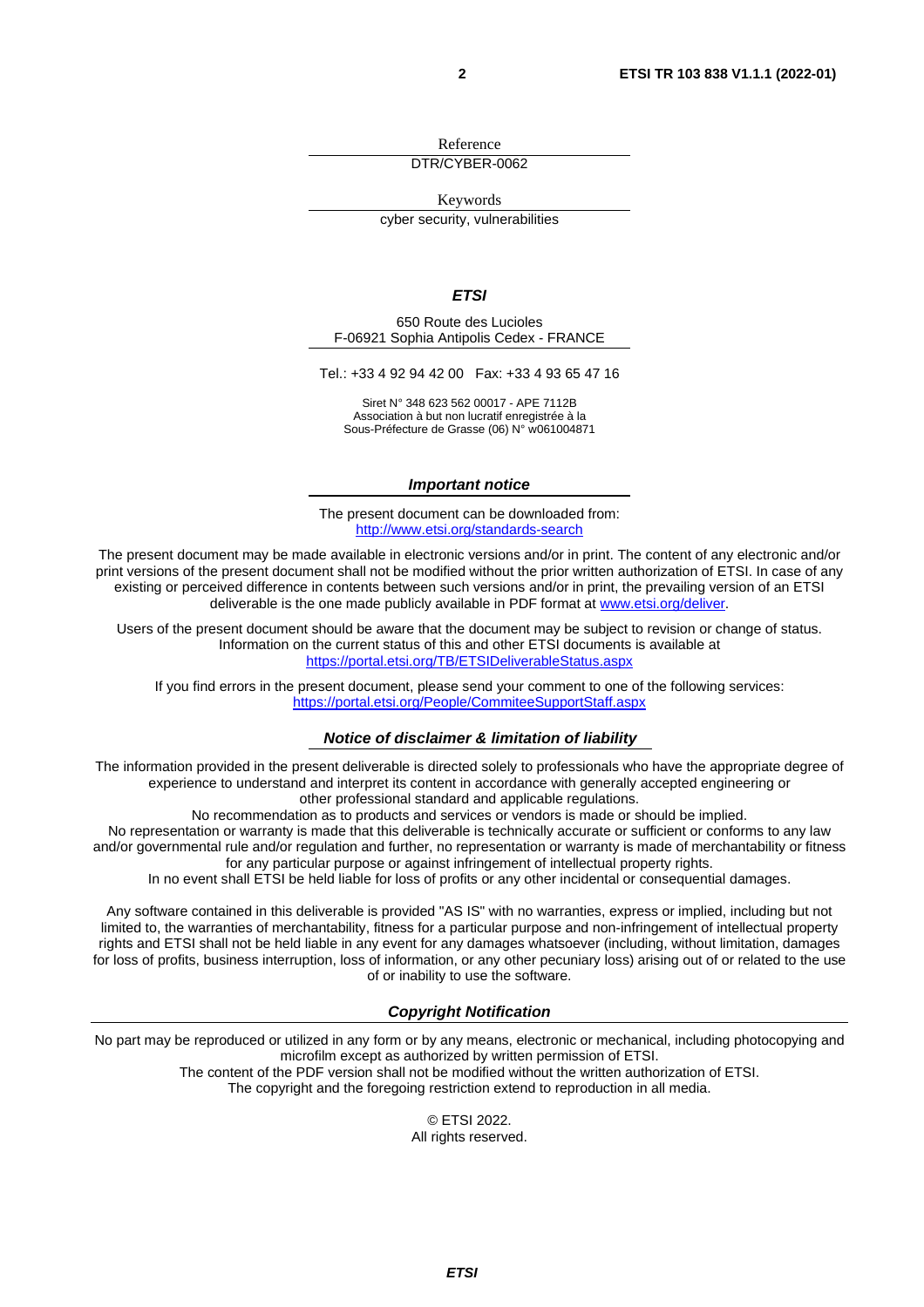Reference

DTR/CYBER-0062

Keywords

cyber security, vulnerabilities

***ETSI***

650 Route des Lucioles
F-06921 Sophia Antipolis Cedex - FRANCE

Tel.: +33 4 92 94 42 00   Fax: +33 4 93 65 47 16

Siret N° 348 623 562 00017 - APE 7112B
Association à but non lucratif enregistrée à la
Sous-Préfecture de Grasse (06) N° w061004871

***Important notice***

The present document can be downloaded from:
http://www.etsi.org/standards-search

The present document may be made available in electronic versions and/or in print. The content of any electronic and/or print versions of the present document shall not be modified without the prior written authorization of ETSI. In case of any existing or perceived difference in contents between such versions and/or in print, the prevailing version of an ETSI deliverable is the one made publicly available in PDF format at www.etsi.org/deliver.

Users of the present document should be aware that the document may be subject to revision or change of status. Information on the current status of this and other ETSI documents is available at https://portal.etsi.org/TB/ETSIDeliverableStatus.aspx

If you find errors in the present document, please send your comment to one of the following services:
https://portal.etsi.org/People/CommiteeSupportStaff.aspx

***Notice of disclaimer & limitation of liability***

The information provided in the present deliverable is directed solely to professionals who have the appropriate degree of experience to understand and interpret its content in accordance with generally accepted engineering or other professional standard and applicable regulations.
No recommendation as to products and services or vendors is made or should be implied.
No representation or warranty is made that this deliverable is technically accurate or sufficient or conforms to any law and/or governmental rule and/or regulation and further, no representation or warranty is made of merchantability or fitness for any particular purpose or against infringement of intellectual property rights.
In no event shall ETSI be held liable for loss of profits or any other incidental or consequential damages.

Any software contained in this deliverable is provided "AS IS" with no warranties, express or implied, including but not limited to, the warranties of merchantability, fitness for a particular purpose and non-infringement of intellectual property rights and ETSI shall not be held liable in any event for any damages whatsoever (including, without limitation, damages for loss of profits, business interruption, loss of information, or any other pecuniary loss) arising out of or related to the use of or inability to use the software.

***Copyright Notification***

No part may be reproduced or utilized in any form or by any means, electronic or mechanical, including photocopying and microfilm except as authorized by written permission of ETSI.
The content of the PDF version shall not be modified without the written authorization of ETSI.
The copyright and the foregoing restriction extend to reproduction in all media.

© ETSI 2022.
All rights reserved.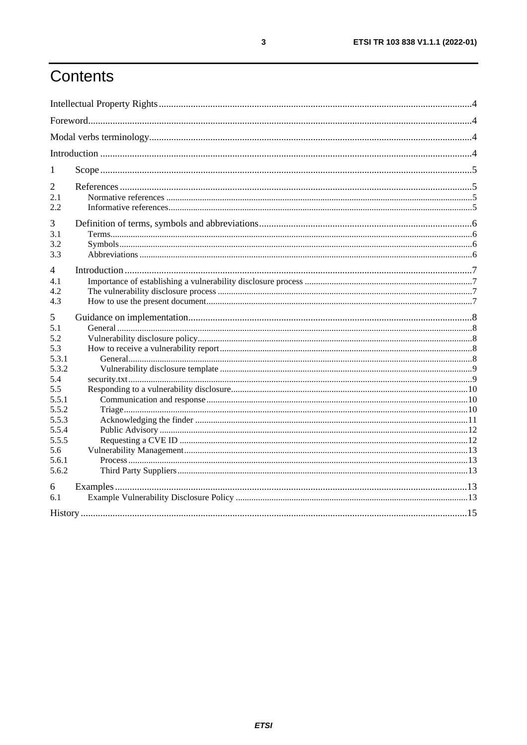# Contents

Intellectual Property Rights ..... 4
Foreword ..... 4
Modal verbs terminology ..... 4
Introduction ..... 4

1 Scope ..... 5

2 References ..... 5
2.1 Normative references ..... 5
2.2 Informative references ..... 5

3 Definition of terms, symbols and abbreviations ..... 6
3.1 Terms ..... 6
3.2 Symbols ..... 6
3.3 Abbreviations ..... 6

4 Introduction ..... 7
4.1 Importance of establishing a vulnerability disclosure process ..... 7
4.2 The vulnerability disclosure process ..... 7
4.3 How to use the present document ..... 7

5 Guidance on implementation ..... 8
5.1 General ..... 8
5.2 Vulnerability disclosure policy ..... 8
5.3 How to receive a vulnerability report ..... 8
5.3.1 General ..... 8
5.3.2 Vulnerability disclosure template ..... 9
5.4 security.txt ..... 9
5.5 Responding to a vulnerability disclosure ..... 10
5.5.1 Communication and response ..... 10
5.5.2 Triage ..... 10
5.5.3 Acknowledging the finder ..... 11
5.5.4 Public Advisory ..... 12
5.5.5 Requesting a CVE ID ..... 12
5.6 Vulnerability Management ..... 13
5.6.1 Process ..... 13
5.6.2 Third Party Suppliers ..... 13

6 Examples ..... 13
6.1 Example Vulnerability Disclosure Policy ..... 13

History ..... 15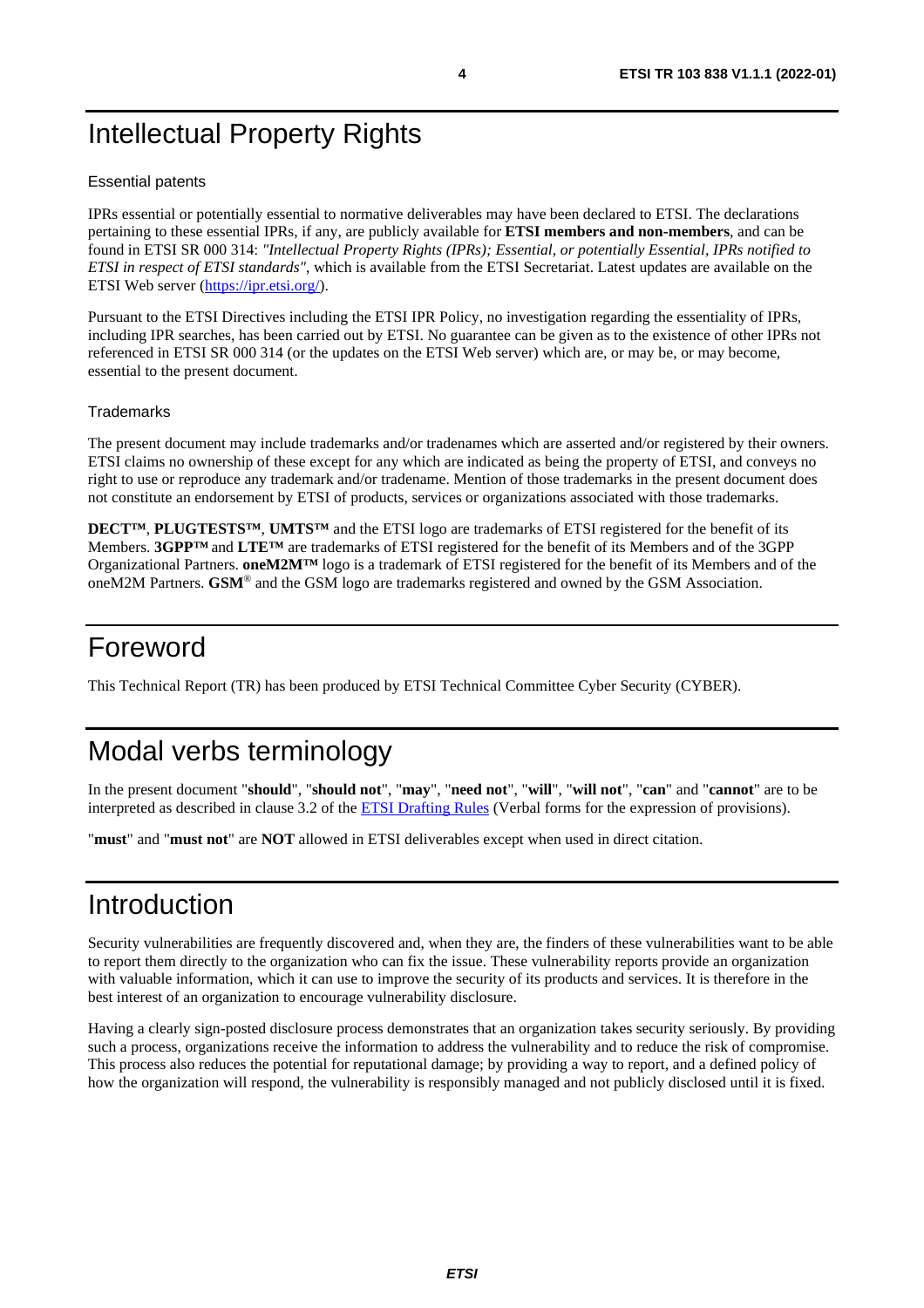# Intellectual Property Rights

## Essential patents

IPRs essential or potentially essential to normative deliverables may have been declared to ETSI. The declarations pertaining to these essential IPRs, if any, are publicly available for **ETSI members and non-members**, and can be found in ETSI SR 000 314: *"Intellectual Property Rights (IPRs); Essential, or potentially Essential, IPRs notified to ETSI in respect of ETSI standards"*, which is available from the ETSI Secretariat. Latest updates are available on the ETSI Web server (https://ipr.etsi.org/).

Pursuant to the ETSI Directives including the ETSI IPR Policy, no investigation regarding the essentiality of IPRs, including IPR searches, has been carried out by ETSI. No guarantee can be given as to the existence of other IPRs not referenced in ETSI SR 000 314 (or the updates on the ETSI Web server) which are, or may be, or may become, essential to the present document.

## Trademarks

The present document may include trademarks and/or tradenames which are asserted and/or registered by their owners. ETSI claims no ownership of these except for any which are indicated as being the property of ETSI, and conveys no right to use or reproduce any trademark and/or tradename. Mention of those trademarks in the present document does not constitute an endorsement by ETSI of products, services or organizations associated with those trademarks.

**DECT™**, **PLUGTESTS™**, **UMTS™** and the ETSI logo are trademarks of ETSI registered for the benefit of its Members. **3GPP™** and **LTE™** are trademarks of ETSI registered for the benefit of its Members and of the 3GPP Organizational Partners. **oneM2M™** logo is a trademark of ETSI registered for the benefit of its Members and of the oneM2M Partners. **GSM**® and the GSM logo are trademarks registered and owned by the GSM Association.

# Foreword

This Technical Report (TR) has been produced by ETSI Technical Committee Cyber Security (CYBER).

# Modal verbs terminology

In the present document "**should**", "**should not**", "**may**", "**need not**", "**will**", "**will not**", "**can**" and "**cannot**" are to be interpreted as described in clause 3.2 of the ETSI Drafting Rules (Verbal forms for the expression of provisions).

"**must**" and "**must not**" are **NOT** allowed in ETSI deliverables except when used in direct citation.

# Introduction

Security vulnerabilities are frequently discovered and, when they are, the finders of these vulnerabilities want to be able to report them directly to the organization who can fix the issue. These vulnerability reports provide an organization with valuable information, which it can use to improve the security of its products and services. It is therefore in the best interest of an organization to encourage vulnerability disclosure.

Having a clearly sign-posted disclosure process demonstrates that an organization takes security seriously. By providing such a process, organizations receive the information to address the vulnerability and to reduce the risk of compromise. This process also reduces the potential for reputational damage; by providing a way to report, and a defined policy of how the organization will respond, the vulnerability is responsibly managed and not publicly disclosed until it is fixed.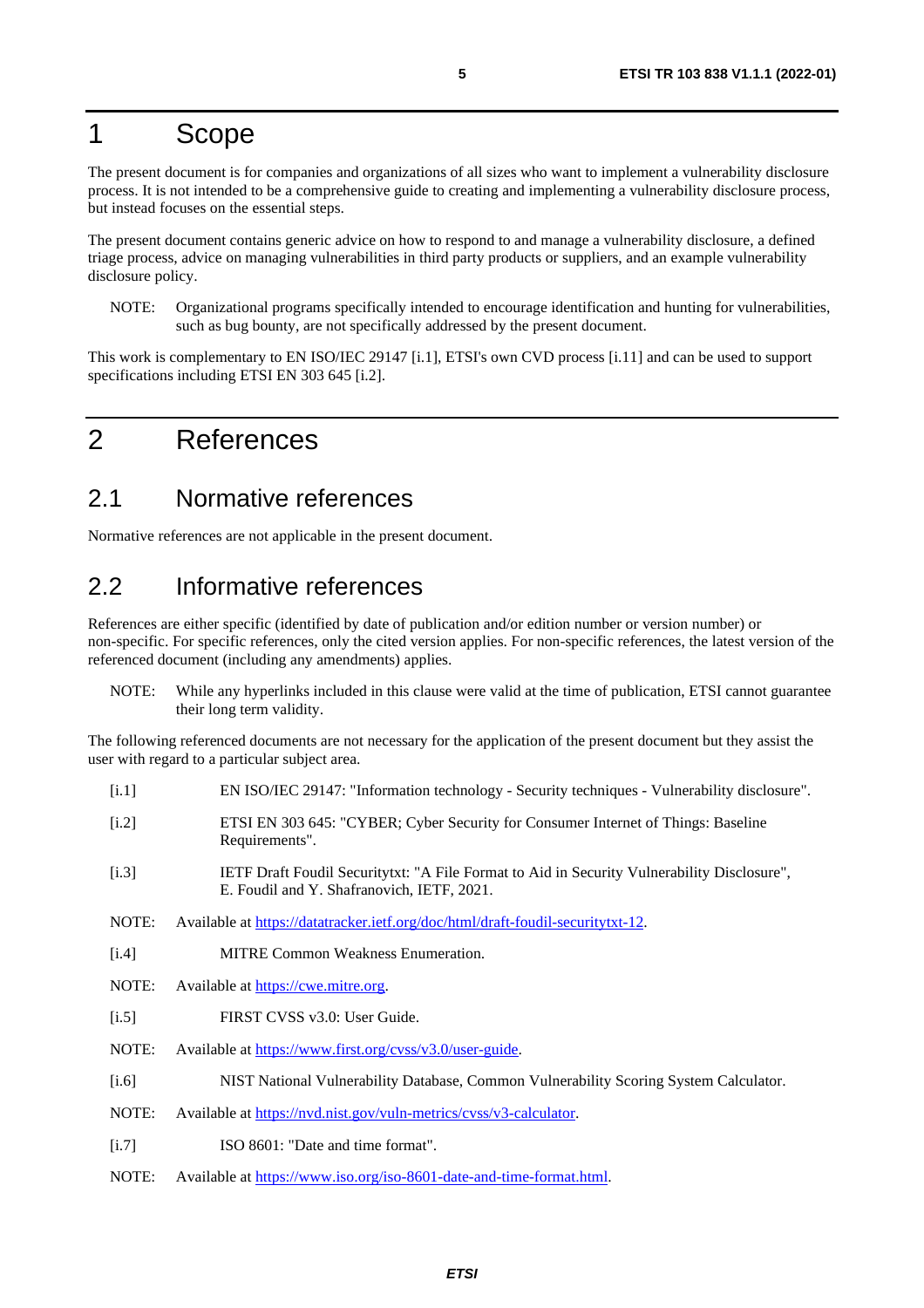# 1 Scope

The present document is for companies and organizations of all sizes who want to implement a vulnerability disclosure process. It is not intended to be a comprehensive guide to creating and implementing a vulnerability disclosure process, but instead focuses on the essential steps.

The present document contains generic advice on how to respond to and manage a vulnerability disclosure, a defined triage process, advice on managing vulnerabilities in third party products or suppliers, and an example vulnerability disclosure policy.

NOTE: Organizational programs specifically intended to encourage identification and hunting for vulnerabilities, such as bug bounty, are not specifically addressed by the present document.

This work is complementary to EN ISO/IEC 29147 [i.1], ETSI's own CVD process [i.11] and can be used to support specifications including ETSI EN 303 645 [i.2].

# 2 References

## 2.1 Normative references

Normative references are not applicable in the present document.

## 2.2 Informative references

References are either specific (identified by date of publication and/or edition number or version number) or non-specific. For specific references, only the cited version applies. For non-specific references, the latest version of the referenced document (including any amendments) applies.

NOTE: While any hyperlinks included in this clause were valid at the time of publication, ETSI cannot guarantee their long term validity.

The following referenced documents are not necessary for the application of the present document but they assist the user with regard to a particular subject area.

[i.1] EN ISO/IEC 29147: "Information technology - Security techniques - Vulnerability disclosure".

[i.2] ETSI EN 303 645: "CYBER; Cyber Security for Consumer Internet of Things: Baseline Requirements".

[i.3] IETF Draft Foudil Securitytxt: "A File Format to Aid in Security Vulnerability Disclosure", E. Foudil and Y. Shafranovich, IETF, 2021.

NOTE: Available at https://datatracker.ietf.org/doc/html/draft-foudil-securitytxt-12.

[i.4] MITRE Common Weakness Enumeration.

NOTE: Available at https://cwe.mitre.org.

[i.5] FIRST CVSS v3.0: User Guide.

NOTE: Available at https://www.first.org/cvss/v3.0/user-guide.

[i.6] NIST National Vulnerability Database, Common Vulnerability Scoring System Calculator.

NOTE: Available at https://nvd.nist.gov/vuln-metrics/cvss/v3-calculator.

[i.7] ISO 8601: "Date and time format".

NOTE: Available at https://www.iso.org/iso-8601-date-and-time-format.html.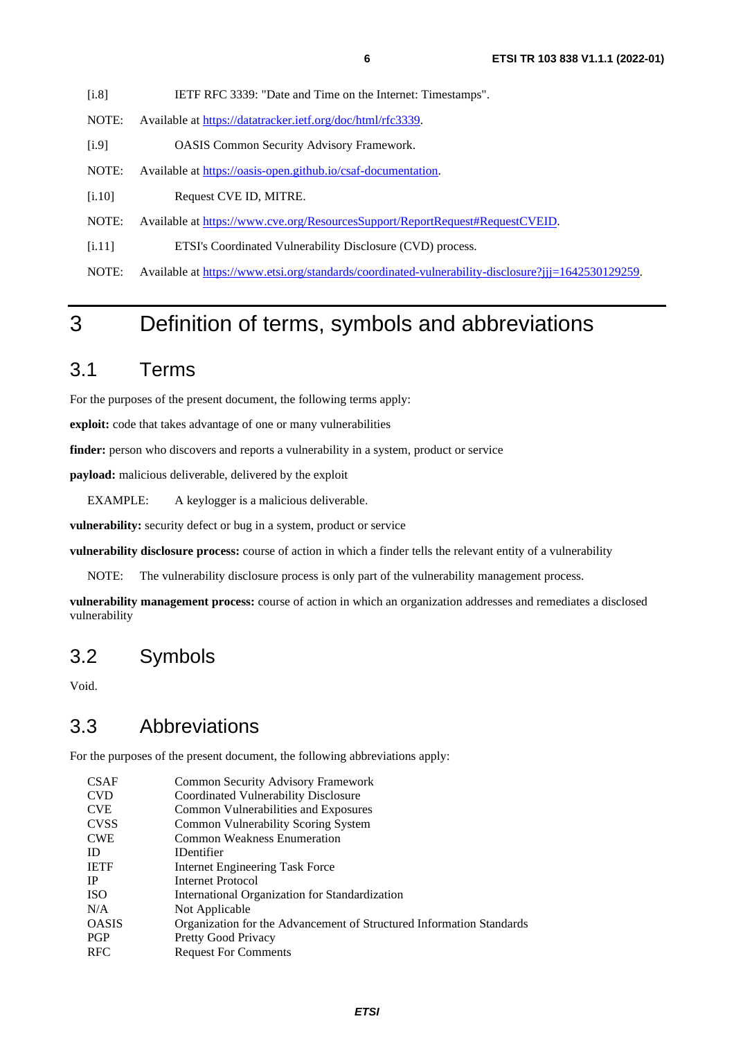[i.8] IETF RFC 3339: "Date and Time on the Internet: Timestamps".

NOTE: Available at https://datatracker.ietf.org/doc/html/rfc3339.

[i.9] OASIS Common Security Advisory Framework.

NOTE: Available at https://oasis-open.github.io/csaf-documentation.

[i.10] Request CVE ID, MITRE.

NOTE: Available at https://www.cve.org/ResourcesSupport/ReportRequest#RequestCVEID.

[i.11] ETSI's Coordinated Vulnerability Disclosure (CVD) process.

NOTE: Available at https://www.etsi.org/standards/coordinated-vulnerability-disclosure?jjj=1642530129259.

# 3 Definition of terms, symbols and abbreviations

## 3.1 Terms

For the purposes of the present document, the following terms apply:

**exploit:** code that takes advantage of one or many vulnerabilities

**finder:** person who discovers and reports a vulnerability in a system, product or service

**payload:** malicious deliverable, delivered by the exploit

EXAMPLE: A keylogger is a malicious deliverable.

**vulnerability:** security defect or bug in a system, product or service

**vulnerability disclosure process:** course of action in which a finder tells the relevant entity of a vulnerability

NOTE: The vulnerability disclosure process is only part of the vulnerability management process.

**vulnerability management process:** course of action in which an organization addresses and remediates a disclosed vulnerability

## 3.2 Symbols

Void.

## 3.3 Abbreviations

For the purposes of the present document, the following abbreviations apply:

| | |
|---|---|
| CSAF | Common Security Advisory Framework |
| CVD | Coordinated Vulnerability Disclosure |
| CVE | Common Vulnerabilities and Exposures |
| CVSS | Common Vulnerability Scoring System |
| CWE | Common Weakness Enumeration |
| ID | IDentifier |
| IETF | Internet Engineering Task Force |
| IP | Internet Protocol |
| ISO | International Organization for Standardization |
| N/A | Not Applicable |
| OASIS | Organization for the Advancement of Structured Information Standards |
| PGP | Pretty Good Privacy |
| RFC | Request For Comments |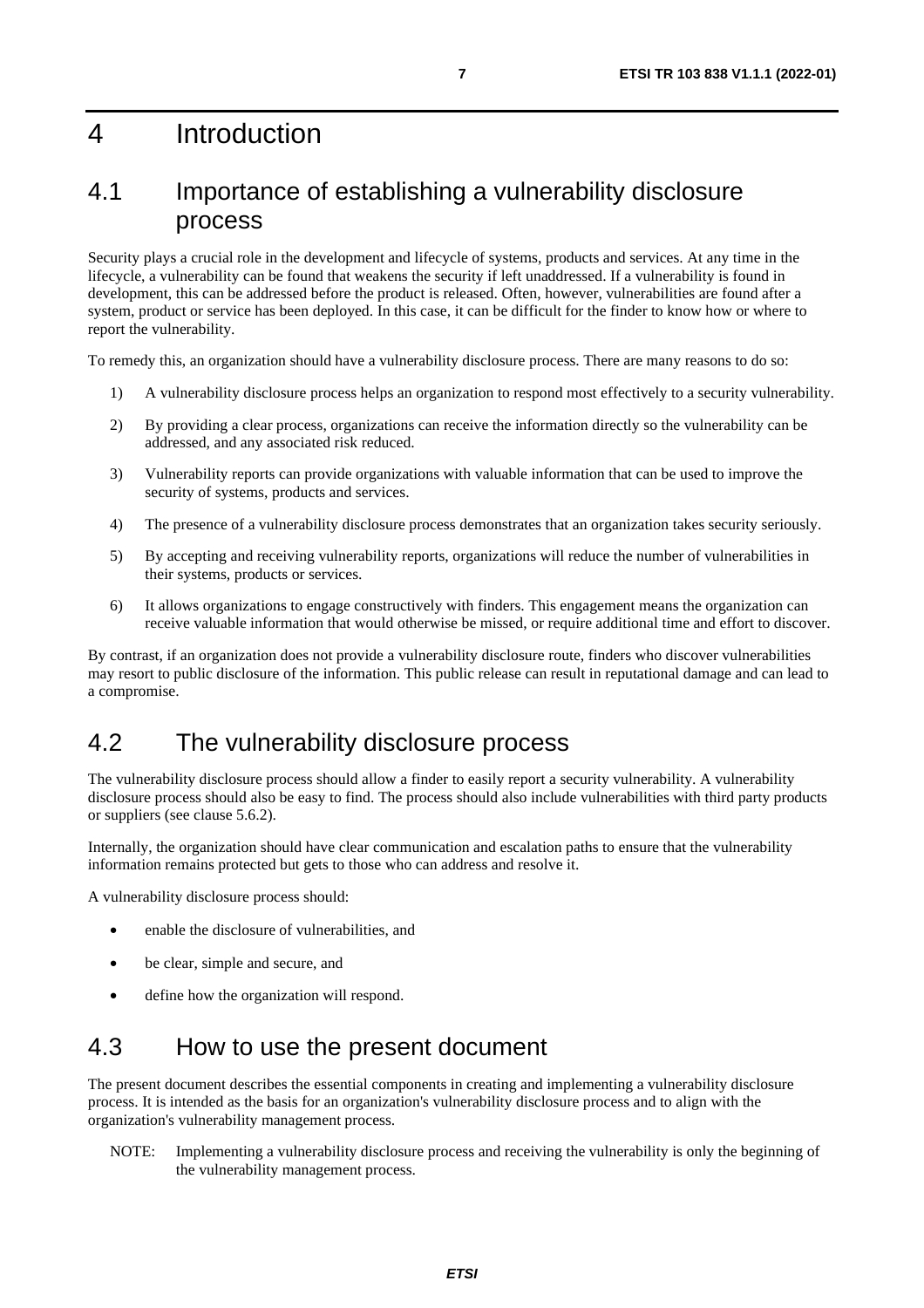# 4 Introduction

## 4.1 Importance of establishing a vulnerability disclosure process

Security plays a crucial role in the development and lifecycle of systems, products and services. At any time in the lifecycle, a vulnerability can be found that weakens the security if left unaddressed. If a vulnerability is found in development, this can be addressed before the product is released. Often, however, vulnerabilities are found after a system, product or service has been deployed. In this case, it can be difficult for the finder to know how or where to report the vulnerability.

To remedy this, an organization should have a vulnerability disclosure process. There are many reasons to do so:

1) A vulnerability disclosure process helps an organization to respond most effectively to a security vulnerability.
2) By providing a clear process, organizations can receive the information directly so the vulnerability can be addressed, and any associated risk reduced.
3) Vulnerability reports can provide organizations with valuable information that can be used to improve the security of systems, products and services.
4) The presence of a vulnerability disclosure process demonstrates that an organization takes security seriously.
5) By accepting and receiving vulnerability reports, organizations will reduce the number of vulnerabilities in their systems, products or services.
6) It allows organizations to engage constructively with finders. This engagement means the organization can receive valuable information that would otherwise be missed, or require additional time and effort to discover.

By contrast, if an organization does not provide a vulnerability disclosure route, finders who discover vulnerabilities may resort to public disclosure of the information. This public release can result in reputational damage and can lead to a compromise.

## 4.2 The vulnerability disclosure process

The vulnerability disclosure process should allow a finder to easily report a security vulnerability. A vulnerability disclosure process should also be easy to find. The process should also include vulnerabilities with third party products or suppliers (see clause 5.6.2).

Internally, the organization should have clear communication and escalation paths to ensure that the vulnerability information remains protected but gets to those who can address and resolve it.

A vulnerability disclosure process should:

- enable the disclosure of vulnerabilities, and
- be clear, simple and secure, and
- define how the organization will respond.

## 4.3 How to use the present document

The present document describes the essential components in creating and implementing a vulnerability disclosure process. It is intended as the basis for an organization's vulnerability disclosure process and to align with the organization's vulnerability management process.

NOTE: Implementing a vulnerability disclosure process and receiving the vulnerability is only the beginning of the vulnerability management process.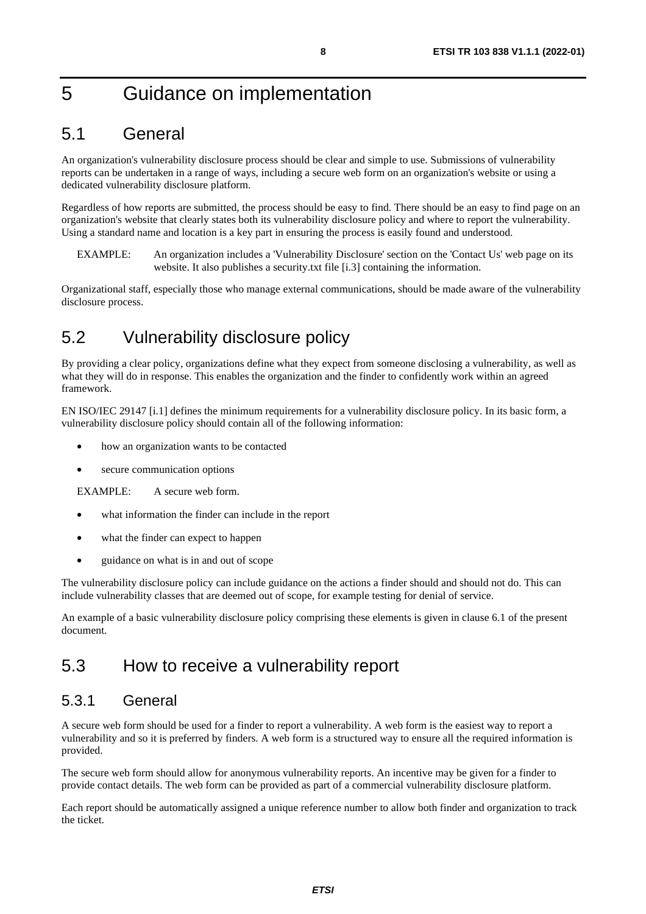# 5 Guidance on implementation

## 5.1 General

An organization's vulnerability disclosure process should be clear and simple to use. Submissions of vulnerability reports can be undertaken in a range of ways, including a secure web form on an organization's website or using a dedicated vulnerability disclosure platform.

Regardless of how reports are submitted, the process should be easy to find. There should be an easy to find page on an organization's website that clearly states both its vulnerability disclosure policy and where to report the vulnerability. Using a standard name and location is a key part in ensuring the process is easily found and understood.

EXAMPLE: An organization includes a 'Vulnerability Disclosure' section on the 'Contact Us' web page on its website. It also publishes a security.txt file [i.3] containing the information.

Organizational staff, especially those who manage external communications, should be made aware of the vulnerability disclosure process.

## 5.2 Vulnerability disclosure policy

By providing a clear policy, organizations define what they expect from someone disclosing a vulnerability, as well as what they will do in response. This enables the organization and the finder to confidently work within an agreed framework.

EN ISO/IEC 29147 [i.1] defines the minimum requirements for a vulnerability disclosure policy. In its basic form, a vulnerability disclosure policy should contain all of the following information:

- how an organization wants to be contacted
- secure communication options

EXAMPLE: A secure web form.

- what information the finder can include in the report
- what the finder can expect to happen
- guidance on what is in and out of scope

The vulnerability disclosure policy can include guidance on the actions a finder should and should not do. This can include vulnerability classes that are deemed out of scope, for example testing for denial of service.

An example of a basic vulnerability disclosure policy comprising these elements is given in clause 6.1 of the present document.

## 5.3 How to receive a vulnerability report

### 5.3.1 General

A secure web form should be used for a finder to report a vulnerability. A web form is the easiest way to report a vulnerability and so it is preferred by finders. A web form is a structured way to ensure all the required information is provided.

The secure web form should allow for anonymous vulnerability reports. An incentive may be given for a finder to provide contact details. The web form can be provided as part of a commercial vulnerability disclosure platform.

Each report should be automatically assigned a unique reference number to allow both finder and organization to track the ticket.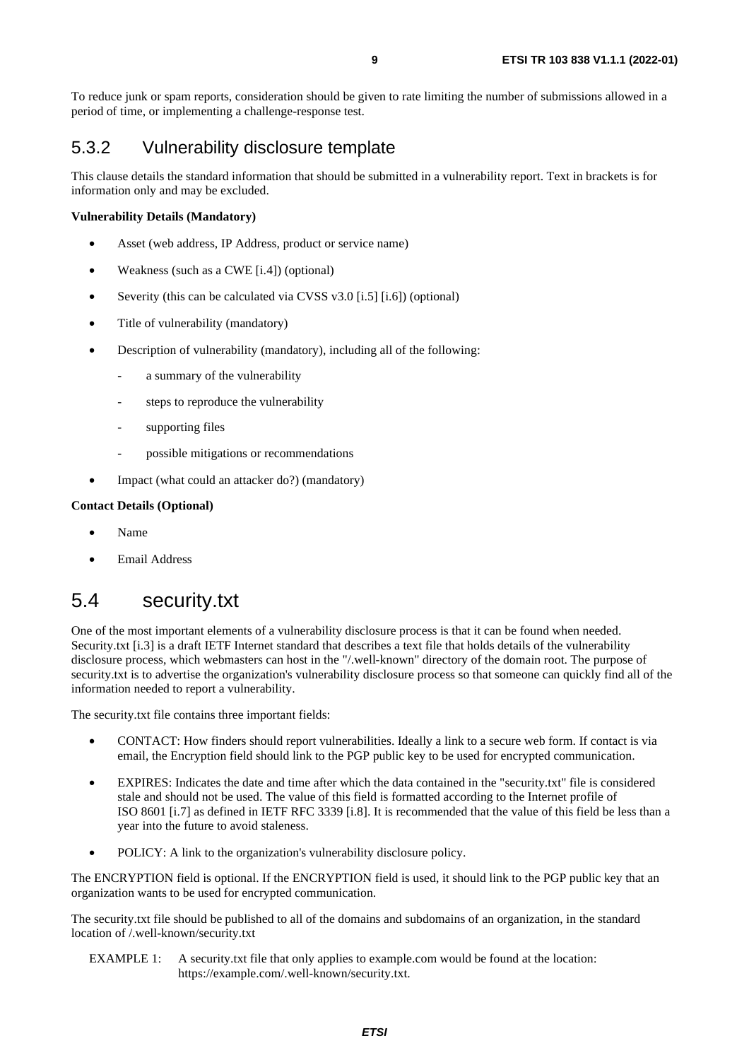To reduce junk or spam reports, consideration should be given to rate limiting the number of submissions allowed in a period of time, or implementing a challenge-response test.

### 5.3.2 Vulnerability disclosure template

This clause details the standard information that should be submitted in a vulnerability report. Text in brackets is for information only and may be excluded.

**Vulnerability Details (Mandatory)**

- Asset (web address, IP Address, product or service name)
- Weakness (such as a CWE [i.4]) (optional)
- Severity (this can be calculated via CVSS v3.0 [i.5] [i.6]) (optional)
- Title of vulnerability (mandatory)
- Description of vulnerability (mandatory), including all of the following:
  - a summary of the vulnerability
  - steps to reproduce the vulnerability
  - supporting files
  - possible mitigations or recommendations
- Impact (what could an attacker do?) (mandatory)

**Contact Details (Optional)**

- Name
- Email Address

## 5.4 security.txt

One of the most important elements of a vulnerability disclosure process is that it can be found when needed. Security.txt [i.3] is a draft IETF Internet standard that describes a text file that holds details of the vulnerability disclosure process, which webmasters can host in the "/.well-known" directory of the domain root. The purpose of security.txt is to advertise the organization's vulnerability disclosure process so that someone can quickly find all of the information needed to report a vulnerability.

The security.txt file contains three important fields:

- CONTACT: How finders should report vulnerabilities. Ideally a link to a secure web form. If contact is via email, the Encryption field should link to the PGP public key to be used for encrypted communication.
- EXPIRES: Indicates the date and time after which the data contained in the "security.txt" file is considered stale and should not be used. The value of this field is formatted according to the Internet profile of ISO 8601 [i.7] as defined in IETF RFC 3339 [i.8]. It is recommended that the value of this field be less than a year into the future to avoid staleness.
- POLICY: A link to the organization's vulnerability disclosure policy.

The ENCRYPTION field is optional. If the ENCRYPTION field is used, it should link to the PGP public key that an organization wants to be used for encrypted communication.

The security.txt file should be published to all of the domains and subdomains of an organization, in the standard location of /.well-known/security.txt

EXAMPLE 1: A security.txt file that only applies to example.com would be found at the location: https://example.com/.well-known/security.txt.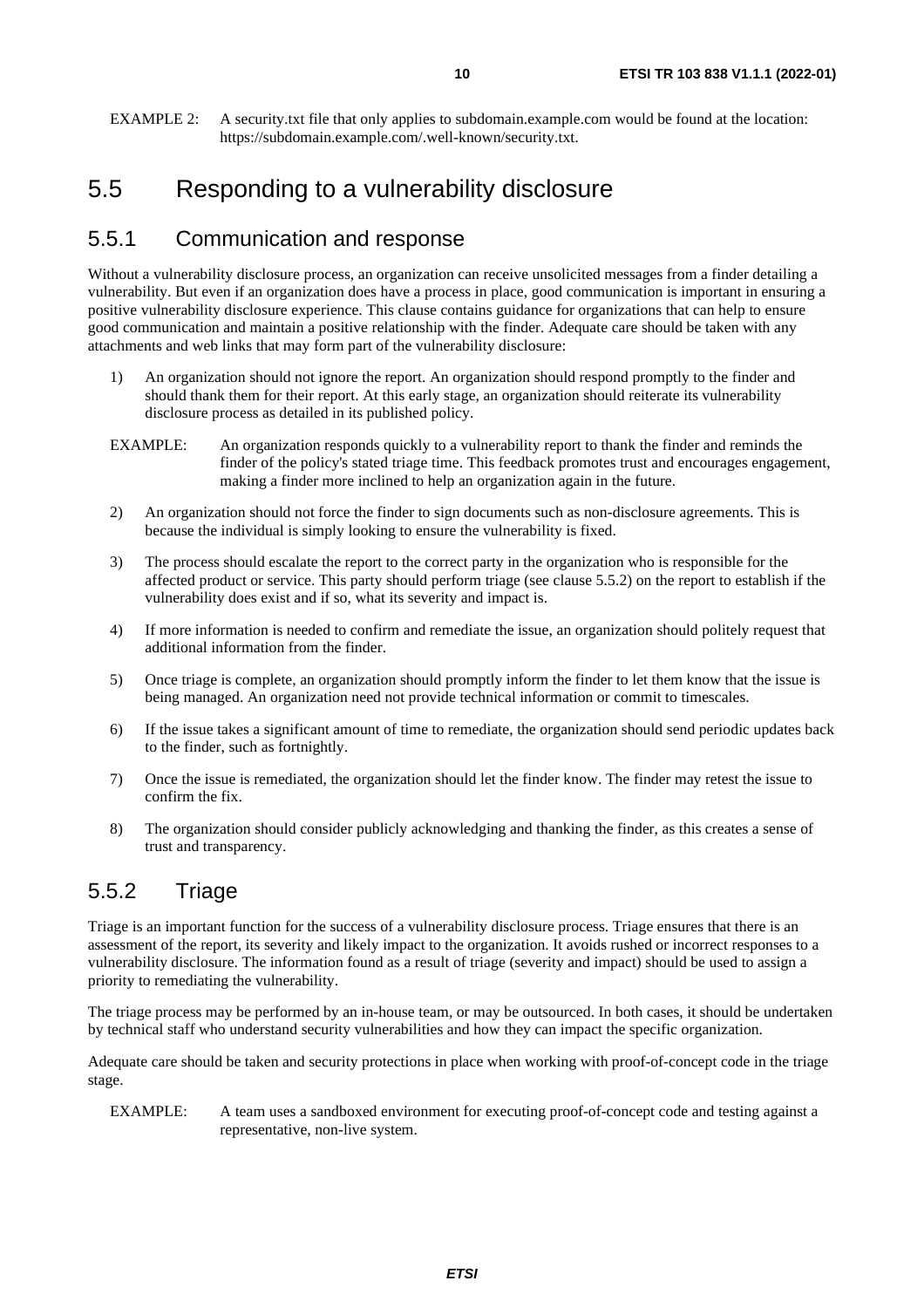EXAMPLE 2: A security.txt file that only applies to subdomain.example.com would be found at the location: https://subdomain.example.com/.well-known/security.txt.

## 5.5 Responding to a vulnerability disclosure

### 5.5.1 Communication and response

Without a vulnerability disclosure process, an organization can receive unsolicited messages from a finder detailing a vulnerability. But even if an organization does have a process in place, good communication is important in ensuring a positive vulnerability disclosure experience. This clause contains guidance for organizations that can help to ensure good communication and maintain a positive relationship with the finder. Adequate care should be taken with any attachments and web links that may form part of the vulnerability disclosure:

1) An organization should not ignore the report. An organization should respond promptly to the finder and should thank them for their report. At this early stage, an organization should reiterate its vulnerability disclosure process as detailed in its published policy.

EXAMPLE: An organization responds quickly to a vulnerability report to thank the finder and reminds the finder of the policy's stated triage time. This feedback promotes trust and encourages engagement, making a finder more inclined to help an organization again in the future.

2) An organization should not force the finder to sign documents such as non-disclosure agreements. This is because the individual is simply looking to ensure the vulnerability is fixed.

3) The process should escalate the report to the correct party in the organization who is responsible for the affected product or service. This party should perform triage (see clause 5.5.2) on the report to establish if the vulnerability does exist and if so, what its severity and impact is.

4) If more information is needed to confirm and remediate the issue, an organization should politely request that additional information from the finder.

5) Once triage is complete, an organization should promptly inform the finder to let them know that the issue is being managed. An organization need not provide technical information or commit to timescales.

6) If the issue takes a significant amount of time to remediate, the organization should send periodic updates back to the finder, such as fortnightly.

7) Once the issue is remediated, the organization should let the finder know. The finder may retest the issue to confirm the fix.

8) The organization should consider publicly acknowledging and thanking the finder, as this creates a sense of trust and transparency.

### 5.5.2 Triage

Triage is an important function for the success of a vulnerability disclosure process. Triage ensures that there is an assessment of the report, its severity and likely impact to the organization. It avoids rushed or incorrect responses to a vulnerability disclosure. The information found as a result of triage (severity and impact) should be used to assign a priority to remediating the vulnerability.

The triage process may be performed by an in-house team, or may be outsourced. In both cases, it should be undertaken by technical staff who understand security vulnerabilities and how they can impact the specific organization.

Adequate care should be taken and security protections in place when working with proof-of-concept code in the triage stage.

EXAMPLE: A team uses a sandboxed environment for executing proof-of-concept code and testing against a representative, non-live system.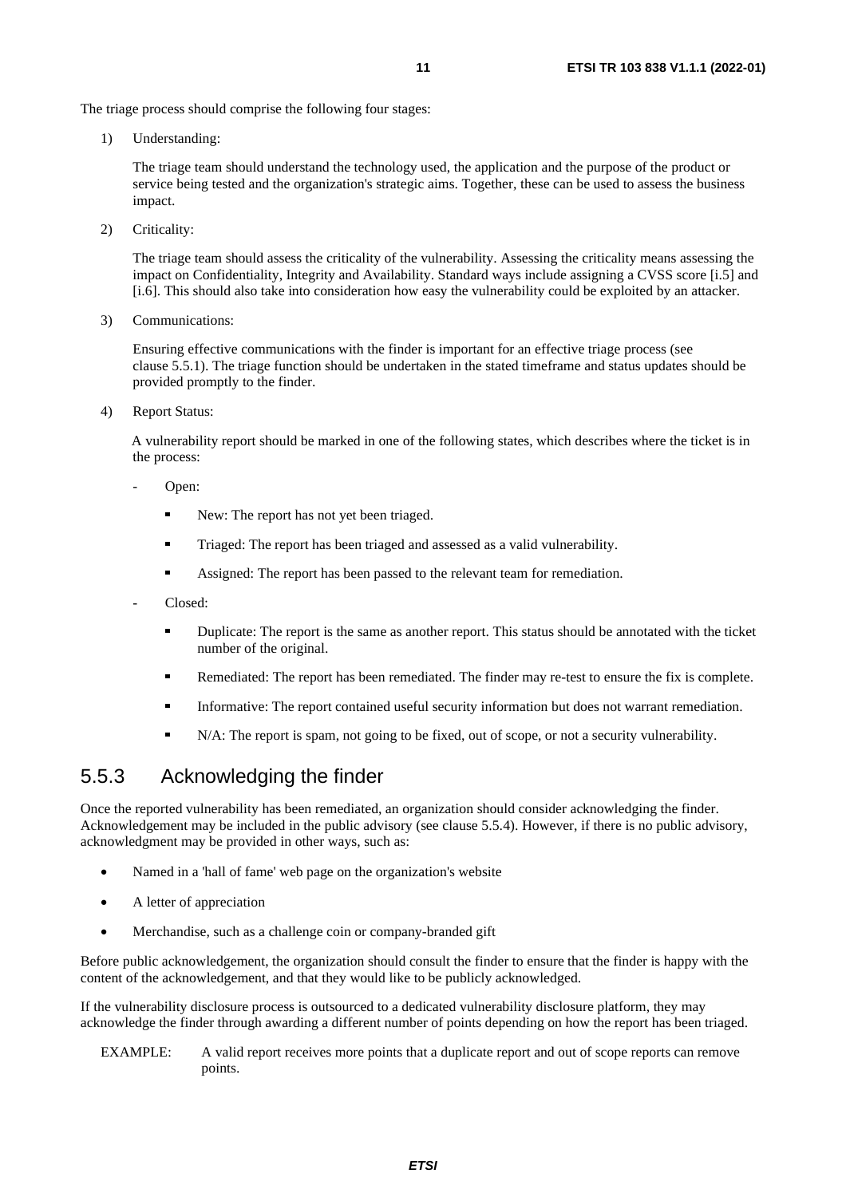The triage process should comprise the following four stages:

1) Understanding:

   The triage team should understand the technology used, the application and the purpose of the product or service being tested and the organization's strategic aims. Together, these can be used to assess the business impact.

2) Criticality:

   The triage team should assess the criticality of the vulnerability. Assessing the criticality means assessing the impact on Confidentiality, Integrity and Availability. Standard ways include assigning a CVSS score [i.5] and [i.6]. This should also take into consideration how easy the vulnerability could be exploited by an attacker.

3) Communications:

   Ensuring effective communications with the finder is important for an effective triage process (see clause 5.5.1). The triage function should be undertaken in the stated timeframe and status updates should be provided promptly to the finder.

4) Report Status:

   A vulnerability report should be marked in one of the following states, which describes where the ticket is in the process:

   - Open:
     - New: The report has not yet been triaged.
     - Triaged: The report has been triaged and assessed as a valid vulnerability.
     - Assigned: The report has been passed to the relevant team for remediation.
   - Closed:
     - Duplicate: The report is the same as another report. This status should be annotated with the ticket number of the original.
     - Remediated: The report has been remediated. The finder may re-test to ensure the fix is complete.
     - Informative: The report contained useful security information but does not warrant remediation.
     - N/A: The report is spam, not going to be fixed, out of scope, or not a security vulnerability.

### 5.5.3 Acknowledging the finder

Once the reported vulnerability has been remediated, an organization should consider acknowledging the finder. Acknowledgement may be included in the public advisory (see clause 5.5.4). However, if there is no public advisory, acknowledgment may be provided in other ways, such as:

- Named in a 'hall of fame' web page on the organization's website
- A letter of appreciation
- Merchandise, such as a challenge coin or company-branded gift

Before public acknowledgement, the organization should consult the finder to ensure that the finder is happy with the content of the acknowledgement, and that they would like to be publicly acknowledged.

If the vulnerability disclosure process is outsourced to a dedicated vulnerability disclosure platform, they may acknowledge the finder through awarding a different number of points depending on how the report has been triaged.

EXAMPLE: A valid report receives more points that a duplicate report and out of scope reports can remove points.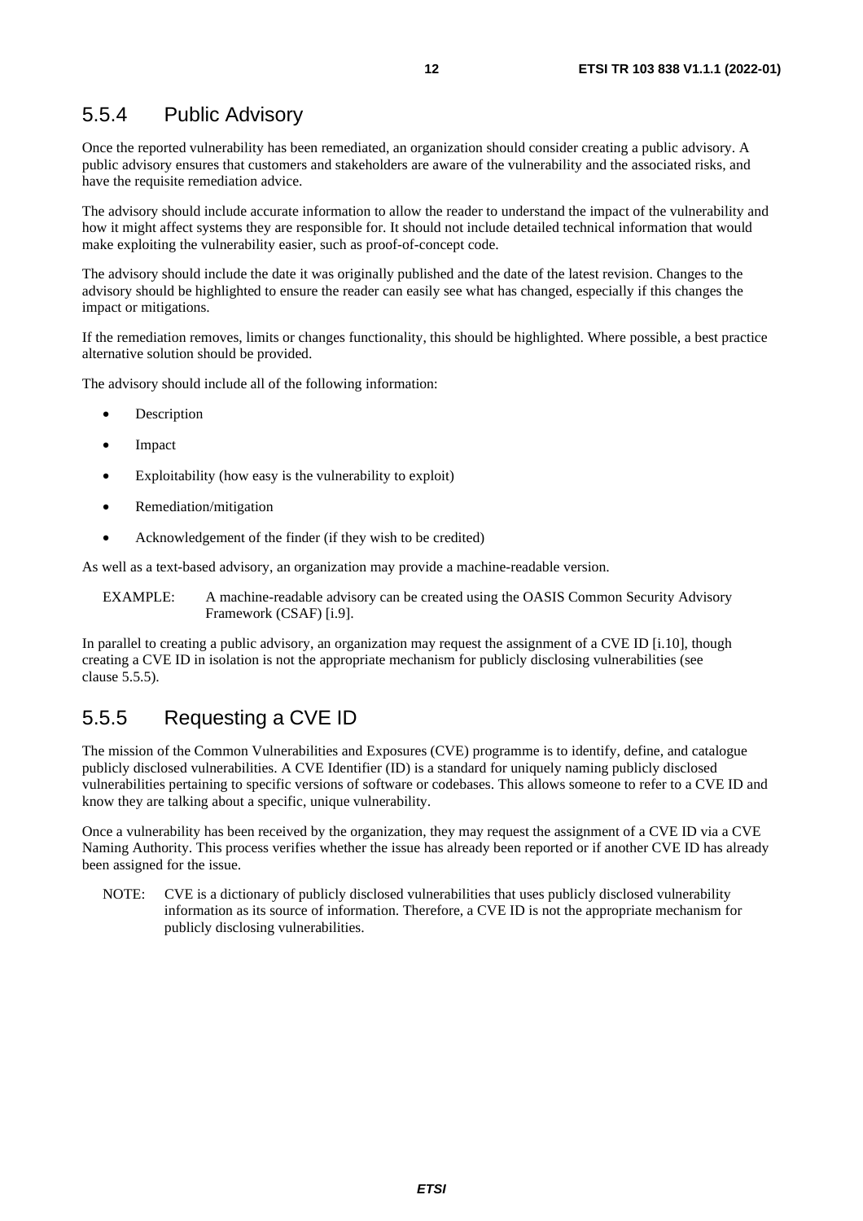### 5.5.4 Public Advisory

Once the reported vulnerability has been remediated, an organization should consider creating a public advisory. A public advisory ensures that customers and stakeholders are aware of the vulnerability and the associated risks, and have the requisite remediation advice.

The advisory should include accurate information to allow the reader to understand the impact of the vulnerability and how it might affect systems they are responsible for. It should not include detailed technical information that would make exploiting the vulnerability easier, such as proof-of-concept code.

The advisory should include the date it was originally published and the date of the latest revision. Changes to the advisory should be highlighted to ensure the reader can easily see what has changed, especially if this changes the impact or mitigations.

If the remediation removes, limits or changes functionality, this should be highlighted. Where possible, a best practice alternative solution should be provided.

The advisory should include all of the following information:

- Description
- Impact
- Exploitability (how easy is the vulnerability to exploit)
- Remediation/mitigation
- Acknowledgement of the finder (if they wish to be credited)

As well as a text-based advisory, an organization may provide a machine-readable version.

EXAMPLE: A machine-readable advisory can be created using the OASIS Common Security Advisory Framework (CSAF) [i.9].

In parallel to creating a public advisory, an organization may request the assignment of a CVE ID [i.10], though creating a CVE ID in isolation is not the appropriate mechanism for publicly disclosing vulnerabilities (see clause 5.5.5).

### 5.5.5 Requesting a CVE ID

The mission of the Common Vulnerabilities and Exposures (CVE) programme is to identify, define, and catalogue publicly disclosed vulnerabilities. A CVE Identifier (ID) is a standard for uniquely naming publicly disclosed vulnerabilities pertaining to specific versions of software or codebases. This allows someone to refer to a CVE ID and know they are talking about a specific, unique vulnerability.

Once a vulnerability has been received by the organization, they may request the assignment of a CVE ID via a CVE Naming Authority. This process verifies whether the issue has already been reported or if another CVE ID has already been assigned for the issue.

NOTE: CVE is a dictionary of publicly disclosed vulnerabilities that uses publicly disclosed vulnerability information as its source of information. Therefore, a CVE ID is not the appropriate mechanism for publicly disclosing vulnerabilities.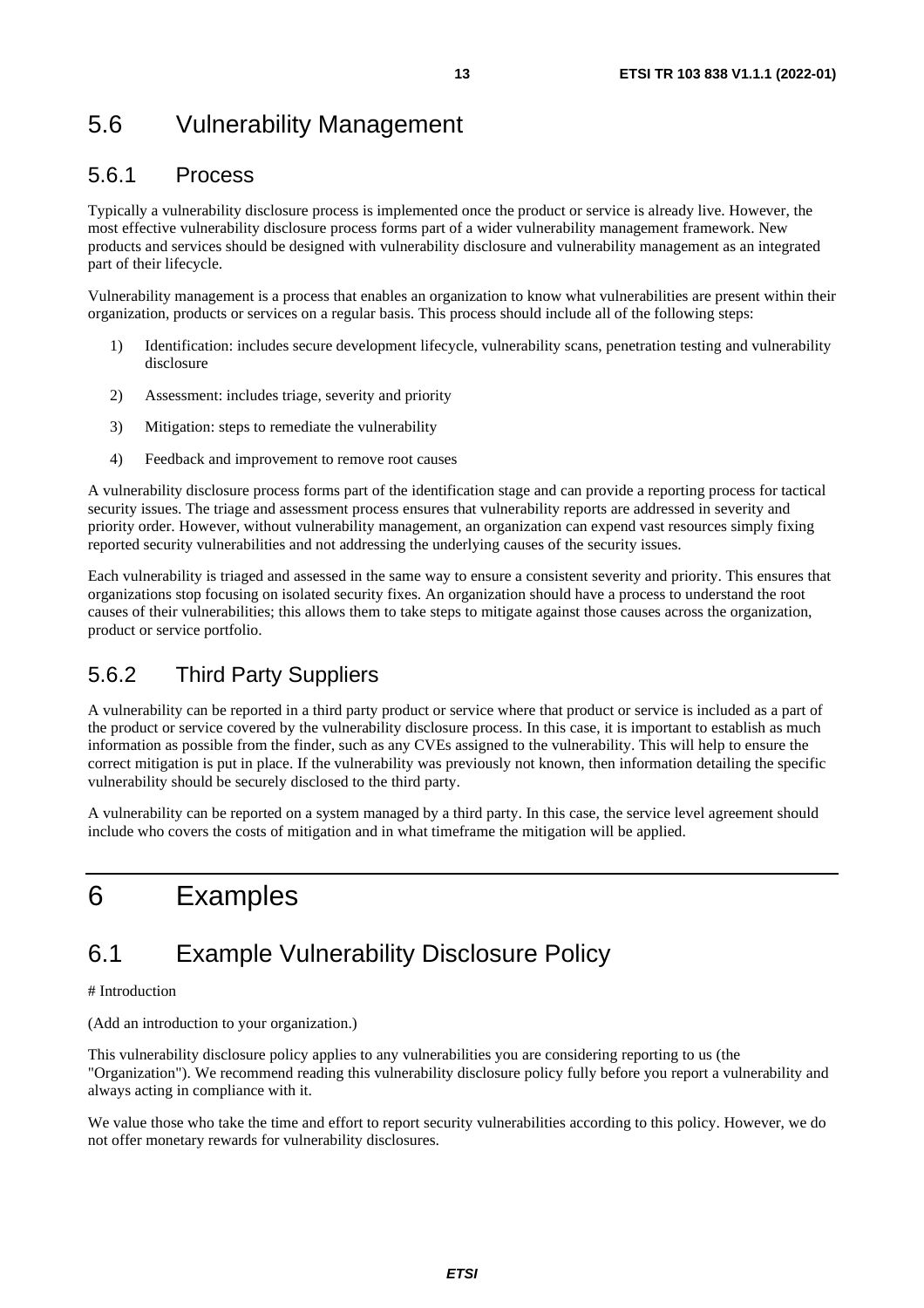## 5.6 Vulnerability Management

### 5.6.1 Process

Typically a vulnerability disclosure process is implemented once the product or service is already live. However, the most effective vulnerability disclosure process forms part of a wider vulnerability management framework. New products and services should be designed with vulnerability disclosure and vulnerability management as an integrated part of their lifecycle.

Vulnerability management is a process that enables an organization to know what vulnerabilities are present within their organization, products or services on a regular basis. This process should include all of the following steps:

1) Identification: includes secure development lifecycle, vulnerability scans, penetration testing and vulnerability disclosure
2) Assessment: includes triage, severity and priority
3) Mitigation: steps to remediate the vulnerability
4) Feedback and improvement to remove root causes

A vulnerability disclosure process forms part of the identification stage and can provide a reporting process for tactical security issues. The triage and assessment process ensures that vulnerability reports are addressed in severity and priority order. However, without vulnerability management, an organization can expend vast resources simply fixing reported security vulnerabilities and not addressing the underlying causes of the security issues.

Each vulnerability is triaged and assessed in the same way to ensure a consistent severity and priority. This ensures that organizations stop focusing on isolated security fixes. An organization should have a process to understand the root causes of their vulnerabilities; this allows them to take steps to mitigate against those causes across the organization, product or service portfolio.

### 5.6.2 Third Party Suppliers

A vulnerability can be reported in a third party product or service where that product or service is included as a part of the product or service covered by the vulnerability disclosure process. In this case, it is important to establish as much information as possible from the finder, such as any CVEs assigned to the vulnerability. This will help to ensure the correct mitigation is put in place. If the vulnerability was previously not known, then information detailing the specific vulnerability should be securely disclosed to the third party.

A vulnerability can be reported on a system managed by a third party. In this case, the service level agreement should include who covers the costs of mitigation and in what timeframe the mitigation will be applied.

# 6 Examples

## 6.1 Example Vulnerability Disclosure Policy

# Introduction

(Add an introduction to your organization.)

This vulnerability disclosure policy applies to any vulnerabilities you are considering reporting to us (the "Organization"). We recommend reading this vulnerability disclosure policy fully before you report a vulnerability and always acting in compliance with it.

We value those who take the time and effort to report security vulnerabilities according to this policy. However, we do not offer monetary rewards for vulnerability disclosures.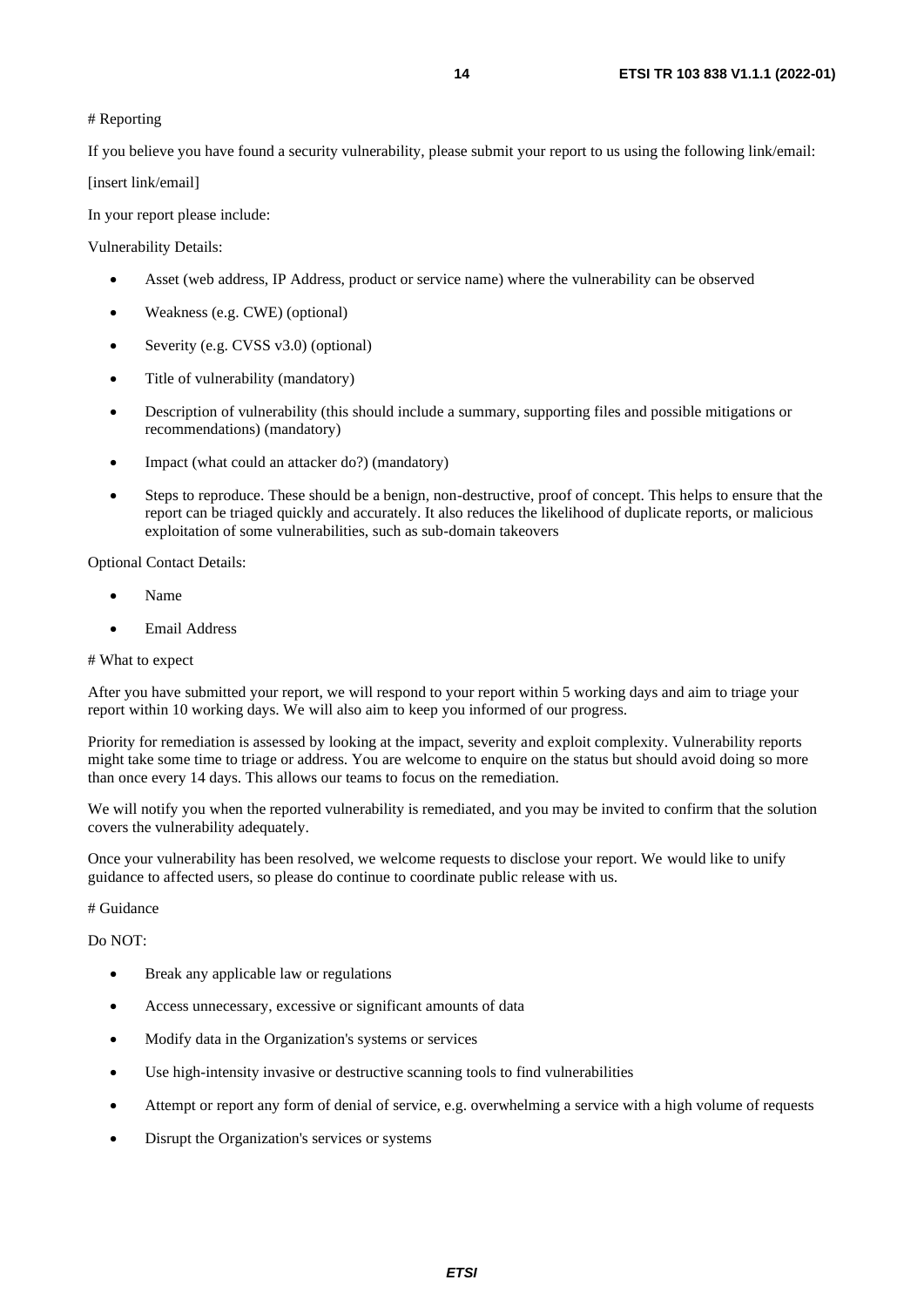# Reporting

If you believe you have found a security vulnerability, please submit your report to us using the following link/email:

[insert link/email]

In your report please include:

Vulnerability Details:

- Asset (web address, IP Address, product or service name) where the vulnerability can be observed
- Weakness (e.g. CWE) (optional)
- Severity (e.g. CVSS v3.0) (optional)
- Title of vulnerability (mandatory)
- Description of vulnerability (this should include a summary, supporting files and possible mitigations or recommendations) (mandatory)
- Impact (what could an attacker do?) (mandatory)
- Steps to reproduce. These should be a benign, non-destructive, proof of concept. This helps to ensure that the report can be triaged quickly and accurately. It also reduces the likelihood of duplicate reports, or malicious exploitation of some vulnerabilities, such as sub-domain takeovers

Optional Contact Details:

- Name
- Email Address

# What to expect

After you have submitted your report, we will respond to your report within 5 working days and aim to triage your report within 10 working days. We will also aim to keep you informed of our progress.

Priority for remediation is assessed by looking at the impact, severity and exploit complexity. Vulnerability reports might take some time to triage or address. You are welcome to enquire on the status but should avoid doing so more than once every 14 days. This allows our teams to focus on the remediation.

We will notify you when the reported vulnerability is remediated, and you may be invited to confirm that the solution covers the vulnerability adequately.

Once your vulnerability has been resolved, we welcome requests to disclose your report. We would like to unify guidance to affected users, so please do continue to coordinate public release with us.

# Guidance

Do NOT:

- Break any applicable law or regulations
- Access unnecessary, excessive or significant amounts of data
- Modify data in the Organization's systems or services
- Use high-intensity invasive or destructive scanning tools to find vulnerabilities
- Attempt or report any form of denial of service, e.g. overwhelming a service with a high volume of requests
- Disrupt the Organization's services or systems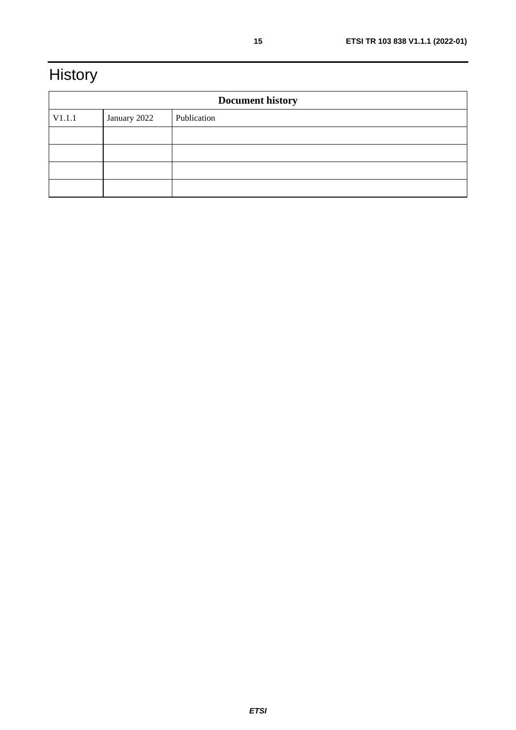# History

| Document history | | |
|---|---|---|
| V1.1.1 | January 2022 | Publication |
| | | |
| | | |
| | | |
| | | |